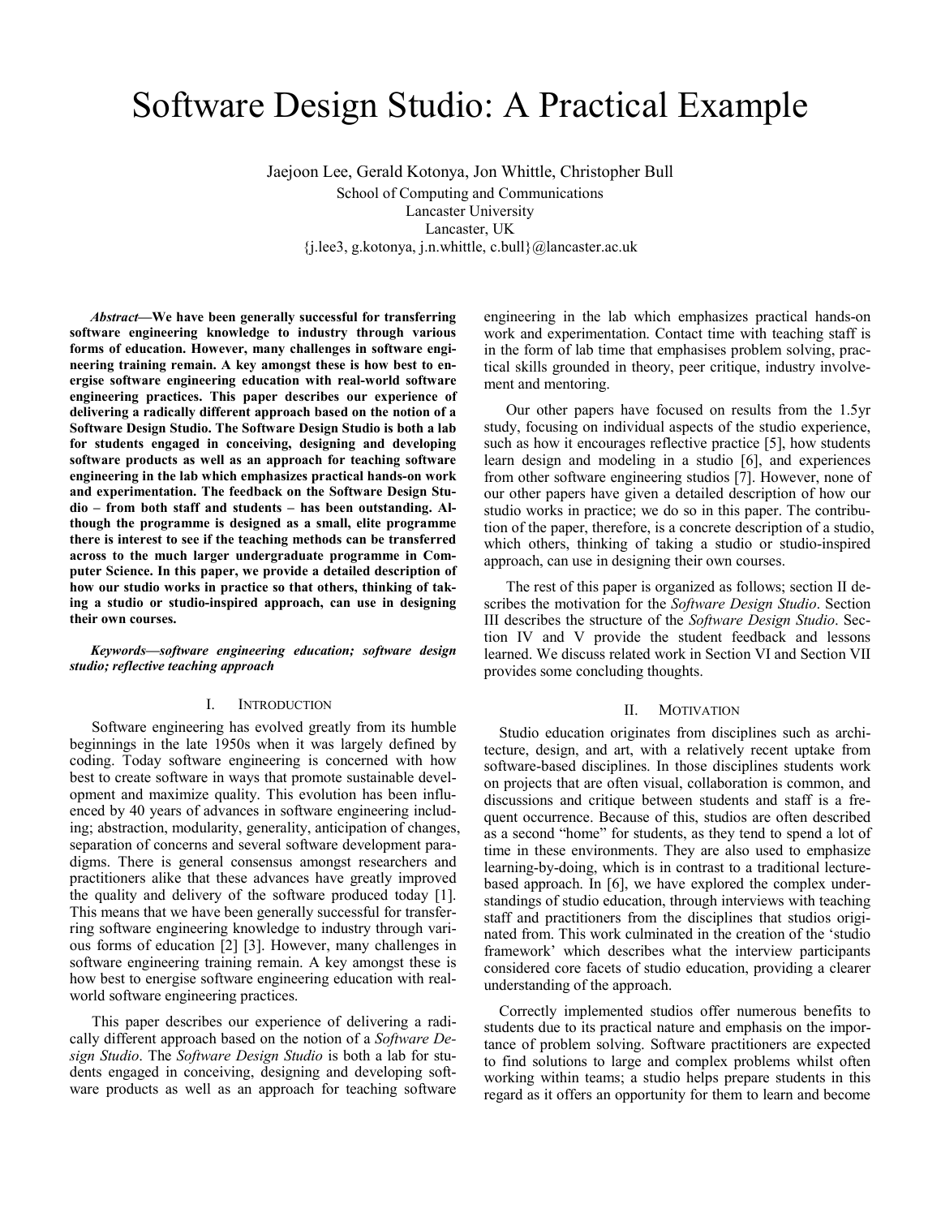# Software Design Studio: A Practical Example

Jaejoon Lee, Gerald Kotonya, Jon Whittle, Christopher Bull

School of Computing and Communications
Lancaster University
Lancaster, UK
{j.lee3, g.kotonya, j.n.whittle, c.bull}@lancaster.ac.uk

***Abstract*—We have been generally successful for transferring software engineering knowledge to industry through various forms of education. However, many challenges in software engineering training remain. A key amongst these is how best to energise software engineering education with real-world software engineering practices. This paper describes our experience of delivering a radically different approach based on the notion of a Software Design Studio. The Software Design Studio is both a lab for students engaged in conceiving, designing and developing software products as well as an approach for teaching software engineering in the lab which emphasizes practical hands-on work and experimentation. The feedback on the Software Design Studio – from both staff and students – has been outstanding. Although the programme is designed as a small, elite programme there is interest to see if the teaching methods can be transferred across to the much larger undergraduate programme in Computer Science. In this paper, we provide a detailed description of how our studio works in practice so that others, thinking of taking a studio or studio-inspired approach, can use in designing their own courses.**

***Keywords—software engineering education; software design studio; reflective teaching approach***

## I. Introduction

Software engineering has evolved greatly from its humble beginnings in the late 1950s when it was largely defined by coding. Today software engineering is concerned with how best to create software in ways that promote sustainable development and maximize quality. This evolution has been influenced by 40 years of advances in software engineering including; abstraction, modularity, generality, anticipation of changes, separation of concerns and several software development paradigms. There is general consensus amongst researchers and practitioners alike that these advances have greatly improved the quality and delivery of the software produced today [1]. This means that we have been generally successful for transferring software engineering knowledge to industry through various forms of education [2] [3]. However, many challenges in software engineering training remain. A key amongst these is how best to energise software engineering education with real-world software engineering practices.

This paper describes our experience of delivering a radically different approach based on the notion of a *Software Design Studio*. The *Software Design Studio* is both a lab for students engaged in conceiving, designing and developing software products as well as an approach for teaching software engineering in the lab which emphasizes practical hands-on work and experimentation. Contact time with teaching staff is in the form of lab time that emphasises problem solving, practical skills grounded in theory, peer critique, industry involvement and mentoring.

Our other papers have focused on results from the 1.5yr study, focusing on individual aspects of the studio experience, such as how it encourages reflective practice [5], how students learn design and modeling in a studio [6], and experiences from other software engineering studios [7]. However, none of our other papers have given a detailed description of how our studio works in practice; we do so in this paper. The contribution of the paper, therefore, is a concrete description of a studio, which others, thinking of taking a studio or studio-inspired approach, can use in designing their own courses.

The rest of this paper is organized as follows; section II describes the motivation for the *Software Design Studio*. Section III describes the structure of the *Software Design Studio*. Section IV and V provide the student feedback and lessons learned. We discuss related work in Section VI and Section VII provides some concluding thoughts.

## II. Motivation

Studio education originates from disciplines such as architecture, design, and art, with a relatively recent uptake from software-based disciplines. In those disciplines students work on projects that are often visual, collaboration is common, and discussions and critique between students and staff is a frequent occurrence. Because of this, studios are often described as a second "home" for students, as they tend to spend a lot of time in these environments. They are also used to emphasize learning-by-doing, which is in contrast to a traditional lecture-based approach. In [6], we have explored the complex understandings of studio education, through interviews with teaching staff and practitioners from the disciplines that studios originated from. This work culminated in the creation of the 'studio framework' which describes what the interview participants considered core facets of studio education, providing a clearer understanding of the approach.

Correctly implemented studios offer numerous benefits to students due to its practical nature and emphasis on the importance of problem solving. Software practitioners are expected to find solutions to large and complex problems whilst often working within teams; a studio helps prepare students in this regard as it offers an opportunity for them to learn and become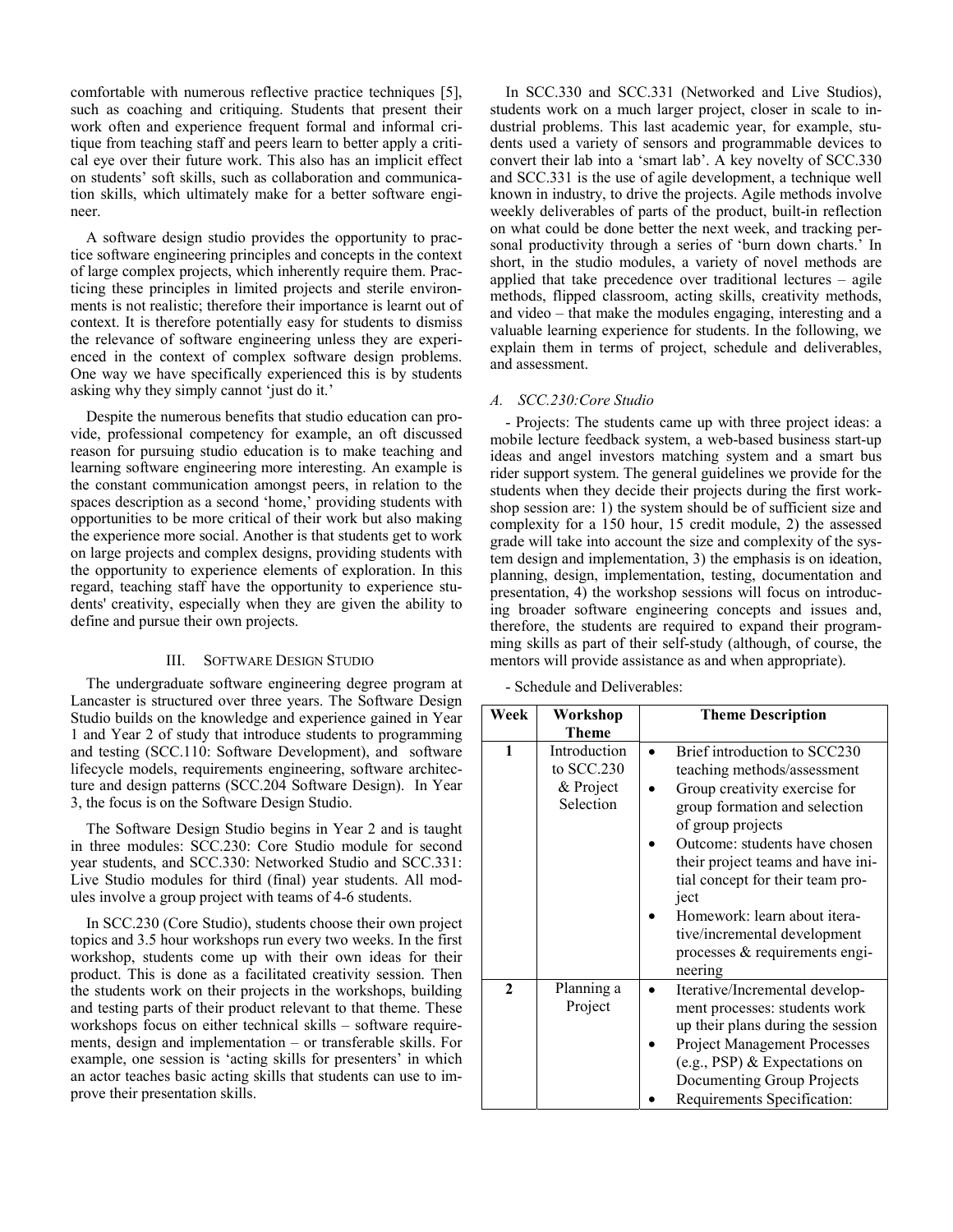comfortable with numerous reflective practice techniques [5], such as coaching and critiquing. Students that present their work often and experience frequent formal and informal critique from teaching staff and peers learn to better apply a critical eye over their future work. This also has an implicit effect on students' soft skills, such as collaboration and communication skills, which ultimately make for a better software engineer.

A software design studio provides the opportunity to practice software engineering principles and concepts in the context of large complex projects, which inherently require them. Practicing these principles in limited projects and sterile environments is not realistic; therefore their importance is learnt out of context. It is therefore potentially easy for students to dismiss the relevance of software engineering unless they are experienced in the context of complex software design problems. One way we have specifically experienced this is by students asking why they simply cannot 'just do it.'

Despite the numerous benefits that studio education can provide, professional competency for example, an oft discussed reason for pursuing studio education is to make teaching and learning software engineering more interesting. An example is the constant communication amongst peers, in relation to the spaces description as a second 'home,' providing students with opportunities to be more critical of their work but also making the experience more social. Another is that students get to work on large projects and complex designs, providing students with the opportunity to experience elements of exploration. In this regard, teaching staff have the opportunity to experience students' creativity, especially when they are given the ability to define and pursue their own projects.

## III. Software Design Studio

The undergraduate software engineering degree program at Lancaster is structured over three years. The Software Design Studio builds on the knowledge and experience gained in Year 1 and Year 2 of study that introduce students to programming and testing (SCC.110: Software Development), and software lifecycle models, requirements engineering, software architecture and design patterns (SCC.204 Software Design). In Year 3, the focus is on the Software Design Studio.

The Software Design Studio begins in Year 2 and is taught in three modules: SCC.230: Core Studio module for second year students, and SCC.330: Networked Studio and SCC.331: Live Studio modules for third (final) year students. All modules involve a group project with teams of 4-6 students.

In SCC.230 (Core Studio), students choose their own project topics and 3.5 hour workshops run every two weeks. In the first workshop, students come up with their own ideas for their product. This is done as a facilitated creativity session. Then the students work on their projects in the workshops, building and testing parts of their product relevant to that theme. These workshops focus on either technical skills – software requirements, design and implementation – or transferable skills. For example, one session is 'acting skills for presenters' in which an actor teaches basic acting skills that students can use to improve their presentation skills.

In SCC.330 and SCC.331 (Networked and Live Studios), students work on a much larger project, closer in scale to industrial problems. This last academic year, for example, students used a variety of sensors and programmable devices to convert their lab into a 'smart lab'. A key novelty of SCC.330 and SCC.331 is the use of agile development, a technique well known in industry, to drive the projects. Agile methods involve weekly deliverables of parts of the product, built-in reflection on what could be done better the next week, and tracking personal productivity through a series of 'burn down charts.' In short, in the studio modules, a variety of novel methods are applied that take precedence over traditional lectures – agile methods, flipped classroom, acting skills, creativity methods, and video – that make the modules engaging, interesting and a valuable learning experience for students. In the following, we explain them in terms of project, schedule and deliverables, and assessment.

### *A. SCC.230:Core Studio*

- Projects: The students came up with three project ideas: a mobile lecture feedback system, a web-based business start-up ideas and angel investors matching system and a smart bus rider support system. The general guidelines we provide for the students when they decide their projects during the first workshop session are: 1) the system should be of sufficient size and complexity for a 150 hour, 15 credit module, 2) the assessed grade will take into account the size and complexity of the system design and implementation, 3) the emphasis is on ideation, planning, design, implementation, testing, documentation and presentation, 4) the workshop sessions will focus on introducing broader software engineering concepts and issues and, therefore, the students are required to expand their programming skills as part of their self-study (although, of course, the mentors will provide assistance as and when appropriate).

- Schedule and Deliverables:

| Week | Workshop Theme | Theme Description |
|---|---|---|
| 1 | Introduction to SCC.230 & Project Selection | • Brief introduction to SCC230 teaching methods/assessment<br>• Group creativity exercise for group formation and selection of group projects<br>• Outcome: students have chosen their project teams and have initial concept for their team project<br>• Homework: learn about iterative/incremental development processes & requirements engineering |
| 2 | Planning a Project | • Iterative/Incremental development processes: students work up their plans during the session<br>• Project Management Processes (e.g., PSP) & Expectations on Documenting Group Projects<br>• Requirements Specification: |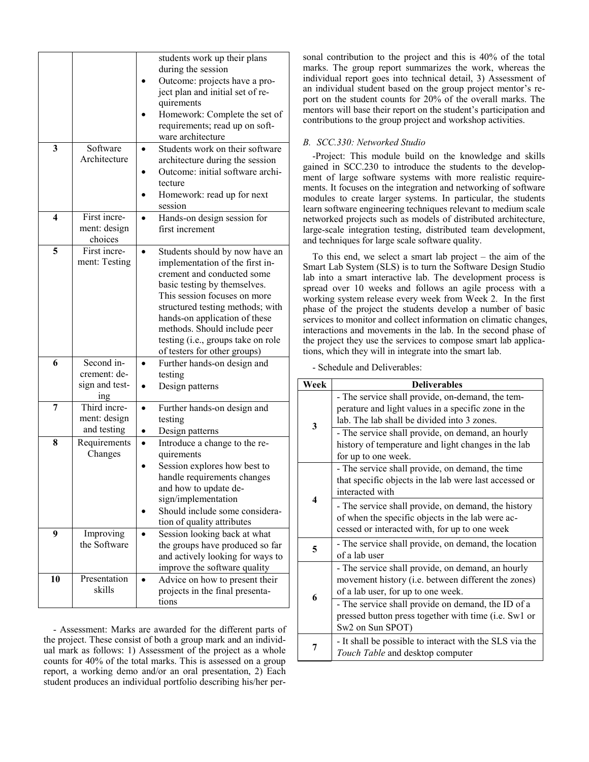|  |  | <ul><li>students work up their plans during the session</li><li>Outcome: projects have a project plan and initial set of requirements</li><li>Homework: Complete the set of requirements; read up on software architecture</li></ul> |
|---|---|---|
| **3** | Software Architecture | <ul><li>Students work on their software architecture during the session</li><li>Outcome: initial software architecture</li><li>Homework: read up for next session</li></ul> |
| **4** | First increment: design choices | <ul><li>Hands-on design session for first increment</li></ul> |
| **5** | First increment: Testing | <ul><li>Students should by now have an implementation of the first increment and conducted some basic testing by themselves. This session focuses on more structured testing methods; with hands-on application of these methods. Should include peer testing (i.e., groups take on role of testers for other groups)</li></ul> |
| **6** | Second increment: design and testing | <ul><li>Further hands-on design and testing</li><li>Design patterns</li></ul> |
| **7** | Third increment: design and testing | <ul><li>Further hands-on design and testing</li><li>Design patterns</li></ul> |
| **8** | Requirements Changes | <ul><li>Introduce a change to the requirements</li><li>Session explores how best to handle requirements changes and how to update design/implementation</li><li>Should include some consideration of quality attributes</li></ul> |
| **9** | Improving the Software | <ul><li>Session looking back at what the groups have produced so far and actively looking for ways to improve the software quality</li></ul> |
| **10** | Presentation skills | <ul><li>Advice on how to present their projects in the final presentations</li></ul> |

- Assessment: Marks are awarded for the different parts of the project. These consist of both a group mark and an individual mark as follows: 1) Assessment of the project as a whole counts for 40% of the total marks. This is assessed on a group report, a working demo and/or an oral presentation, 2) Each student produces an individual portfolio describing his/her personal contribution to the project and this is 40% of the total marks. The group report summarizes the work, whereas the individual report goes into technical detail, 3) Assessment of an individual student based on the group project mentor's report on the student counts for 20% of the overall marks. The mentors will base their report on the student's participation and contributions to the group project and workshop activities.

### *B. SCC.330: Networked Studio*

-Project: This module build on the knowledge and skills gained in SCC.230 to introduce the students to the development of large software systems with more realistic requirements. It focuses on the integration and networking of software modules to create larger systems. In particular, the students learn software engineering techniques relevant to medium scale networked projects such as models of distributed architecture, large-scale integration testing, distributed team development, and techniques for large scale software quality.

To this end, we select a smart lab project – the aim of the Smart Lab System (SLS) is to turn the Software Design Studio lab into a smart interactive lab. The development process is spread over 10 weeks and follows an agile process with a working system release every week from Week 2. In the first phase of the project the students develop a number of basic services to monitor and collect information on climatic changes, interactions and movements in the lab. In the second phase of the project they use the services to compose smart lab applications, which they will in integrate into the smart lab.

- Schedule and Deliverables:

| Week | Deliverables |
|---|---|
| **3** | - The service shall provide, on-demand, the temperature and light values in a specific zone in the lab. The lab shall be divided into 3 zones. |
|  | - The service shall provide, on demand, an hourly history of temperature and light changes in the lab for up to one week. |
| **4** | - The service shall provide, on demand, the time that specific objects in the lab were last accessed or interacted with |
|  | - The service shall provide, on demand, the history of when the specific objects in the lab were accessed or interacted with, for up to one week |
| **5** | - The service shall provide, on demand, the location of a lab user |
| **6** | - The service shall provide, on demand, an hourly movement history (i.e. between different the zones) of a lab user, for up to one week. |
|  | - The service shall provide on demand, the ID of a pressed button press together with time (i.e. Sw1 or Sw2 on Sun SPOT) |
| **7** | - It shall be possible to interact with the SLS via the *Touch Table* and desktop computer |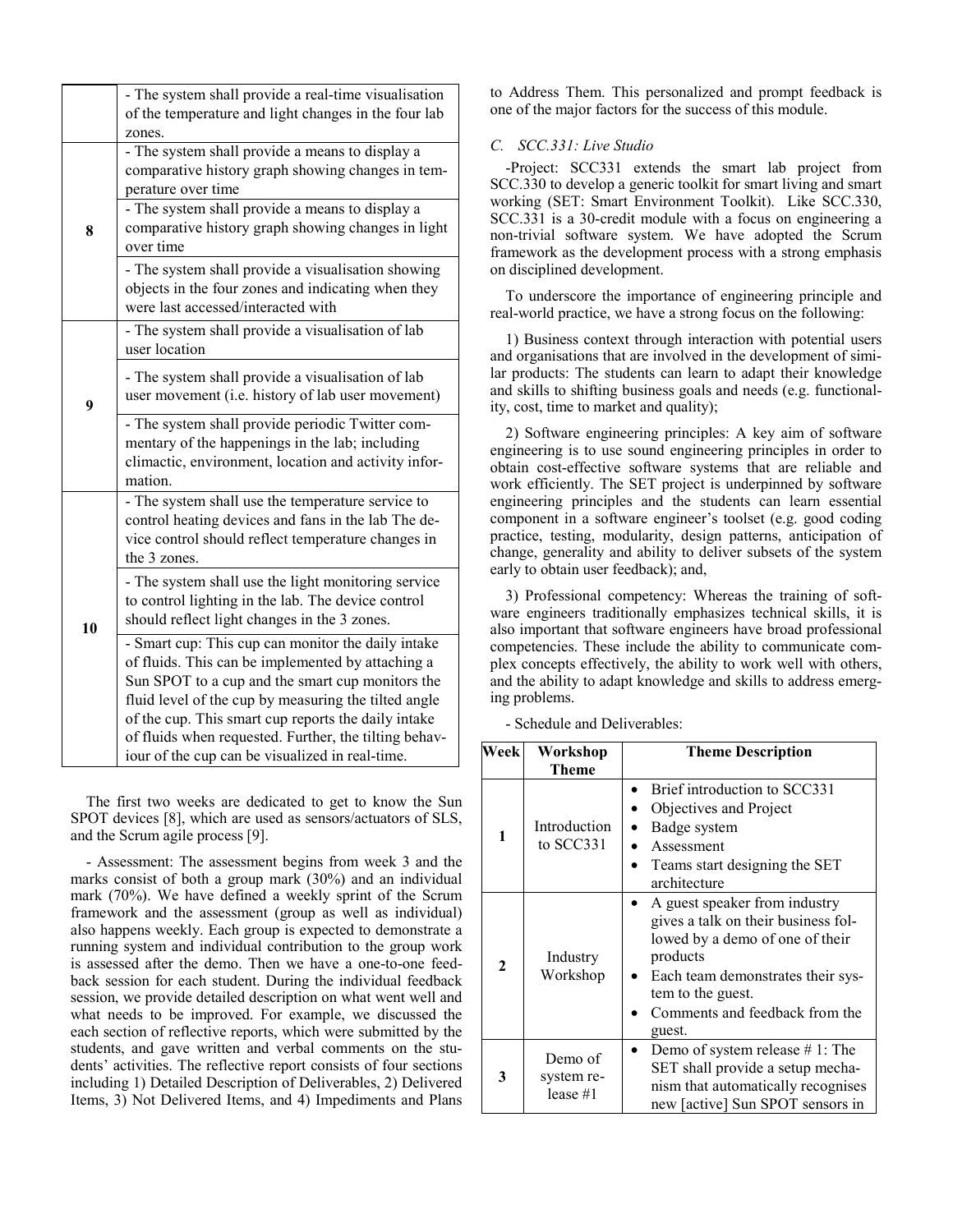| | |
|---|---|
| | - The system shall provide a real-time visualisation of the temperature and light changes in the four lab zones. |
| 8 | - The system shall provide a means to display a comparative history graph showing changes in temperature over time |
| | - The system shall provide a means to display a comparative history graph showing changes in light over time |
| | - The system shall provide a visualisation showing objects in the four zones and indicating when they were last accessed/interacted with |
| 9 | - The system shall provide a visualisation of lab user location |
| | - The system shall provide a visualisation of lab user movement (i.e. history of lab user movement) |
| | - The system shall provide periodic Twitter commentary of the happenings in the lab; including climactic, environment, location and activity information. |
| 10 | - The system shall use the temperature service to control heating devices and fans in the lab The device control should reflect temperature changes in the 3 zones. |
| | - The system shall use the light monitoring service to control lighting in the lab. The device control should reflect light changes in the 3 zones. |
| | - Smart cup: This cup can monitor the daily intake of fluids. This can be implemented by attaching a Sun SPOT to a cup and the smart cup monitors the fluid level of the cup by measuring the tilted angle of the cup. This smart cup reports the daily intake of fluids when requested. Further, the tilting behaviour of the cup can be visualized in real-time. |

The first two weeks are dedicated to get to know the Sun SPOT devices [8], which are used as sensors/actuators of SLS, and the Scrum agile process [9].

- Assessment: The assessment begins from week 3 and the marks consist of both a group mark (30%) and an individual mark (70%). We have defined a weekly sprint of the Scrum framework and the assessment (group as well as individual) also happens weekly. Each group is expected to demonstrate a running system and individual contribution to the group work is assessed after the demo. Then we have a one-to-one feedback session for each student. During the individual feedback session, we provide detailed description on what went well and what needs to be improved. For example, we discussed the each section of reflective reports, which were submitted by the students, and gave written and verbal comments on the students' activities. The reflective report consists of four sections including 1) Detailed Description of Deliverables, 2) Delivered Items, 3) Not Delivered Items, and 4) Impediments and Plans to Address Them. This personalized and prompt feedback is one of the major factors for the success of this module.

### *C. SCC.331: Live Studio*

-Project: SCC331 extends the smart lab project from SCC.330 to develop a generic toolkit for smart living and smart working (SET: Smart Environment Toolkit). Like SCC.330, SCC.331 is a 30-credit module with a focus on engineering a non-trivial software system. We have adopted the Scrum framework as the development process with a strong emphasis on disciplined development.

To underscore the importance of engineering principle and real-world practice, we have a strong focus on the following:

1) Business context through interaction with potential users and organisations that are involved in the development of similar products: The students can learn to adapt their knowledge and skills to shifting business goals and needs (e.g. functionality, cost, time to market and quality);

2) Software engineering principles: A key aim of software engineering is to use sound engineering principles in order to obtain cost-effective software systems that are reliable and work efficiently. The SET project is underpinned by software engineering principles and the students can learn essential component in a software engineer's toolset (e.g. good coding practice, testing, modularity, design patterns, anticipation of change, generality and ability to deliver subsets of the system early to obtain user feedback); and,

3) Professional competency: Whereas the training of software engineers traditionally emphasizes technical skills, it is also important that software engineers have broad professional competencies. These include the ability to communicate complex concepts effectively, the ability to work well with others, and the ability to adapt knowledge and skills to address emerging problems.

- Schedule and Deliverables:

| Week | Workshop Theme | Theme Description |
|---|---|---|
| 1 | Introduction to SCC331 | • Brief introduction to SCC331<br>• Objectives and Project<br>• Badge system<br>• Assessment<br>• Teams start designing the SET architecture |
| 2 | Industry Workshop | • A guest speaker from industry gives a talk on their business followed by a demo of one of their products<br>• Each team demonstrates their system to the guest.<br>• Comments and feedback from the guest. |
| 3 | Demo of system release #1 | • Demo of system release # 1: The SET shall provide a setup mechanism that automatically recognises new [active] Sun SPOT sensors in |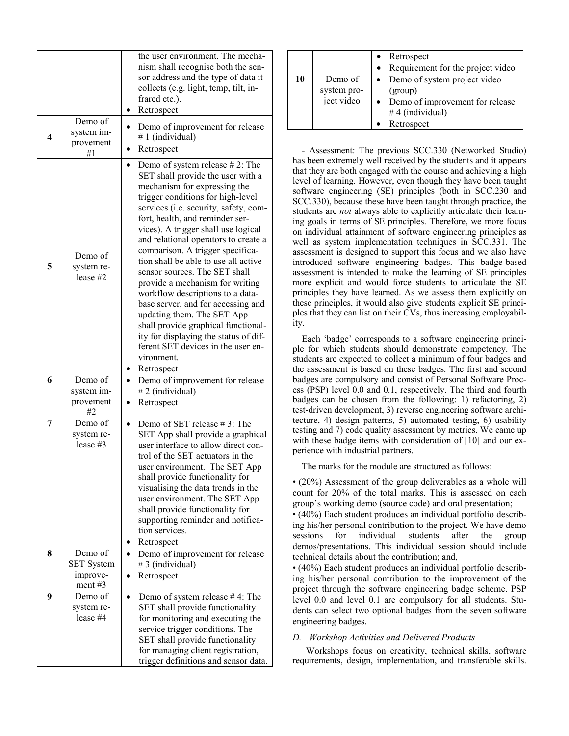| | | |
|---|---|---|
| | | the user environment. The mechanism shall recognise both the sensor address and the type of data it collects (e.g. light, temp, tilt, infrared etc.).<br>• Retrospect |
| **4** | Demo of system improvement #1 | • Demo of improvement for release # 1 (individual)<br>• Retrospect |
| **5** | Demo of system release #2 | • Demo of system release # 2: The SET shall provide the user with a mechanism for expressing the trigger conditions for high-level services (i.e. security, safety, comfort, health, and reminder services). A trigger shall use logical and relational operators to create a comparison. A trigger specification shall be able to use all active sensor sources. The SET shall provide a mechanism for writing workflow descriptions to a database server, and for accessing and updating them. The SET App shall provide graphical functionality for displaying the status of different SET devices in the user environment.<br>• Retrospect |
| **6** | Demo of system improvement #2 | • Demo of improvement for release # 2 (individual)<br>• Retrospect |
| **7** | Demo of system release #3 | • Demo of SET release # 3: The SET App shall provide a graphical user interface to allow direct control of the SET actuators in the user environment. The SET App shall provide functionality for visualising the data trends in the user environment. The SET App shall provide functionality for supporting reminder and notification services.<br>• Retrospect |
| **8** | Demo of SET System improvement #3 | • Demo of improvement for release # 3 (individual)<br>• Retrospect |
| **9** | Demo of system release #4 | • Demo of system release # 4: The SET shall provide functionality for monitoring and executing the service trigger conditions. The SET shall provide functionality for managing client registration, trigger definitions and sensor data.<br>• Retrospect<br>• Requirement for the project video |
| **10** | Demo of system project video | • Demo of system project video (group)<br>• Demo of improvement for release # 4 (individual)<br>• Retrospect |

- Assessment: The previous SCC.330 (Networked Studio) has been extremely well received by the students and it appears that they are both engaged with the course and achieving a high level of learning. However, even though they have been taught software engineering (SE) principles (both in SCC.230 and SCC.330), because these have been taught through practice, the students are *not* always able to explicitly articulate their learning goals in terms of SE principles. Therefore, we more focus on individual attainment of software engineering principles as well as system implementation techniques in SCC.331. The assessment is designed to support this focus and we also have introduced software engineering badges. This badge-based assessment is intended to make the learning of SE principles more explicit and would force students to articulate the SE principles they have learned. As we assess them explicitly on these principles, it would also give students explicit SE principles that they can list on their CVs, thus increasing employability.

Each 'badge' corresponds to a software engineering principle for which students should demonstrate competency. The students are expected to collect a minimum of four badges and the assessment is based on these badges. The first and second badges are compulsory and consist of Personal Software Process (PSP) level 0.0 and 0.1, respectively. The third and fourth badges can be chosen from the following: 1) refactoring, 2) test-driven development, 3) reverse engineering software architecture, 4) design patterns, 5) automated testing, 6) usability testing and 7) code quality assessment by metrics. We came up with these badge items with consideration of [10] and our experience with industrial partners.

The marks for the module are structured as follows:

• (20%) Assessment of the group deliverables as a whole will count for 20% of the total marks. This is assessed on each group's working demo (source code) and oral presentation;
• (40%) Each student produces an individual portfolio describing his/her personal contribution to the project. We have demo sessions for individual students after the group demos/presentations. This individual session should include technical details about the contribution; and,
• (40%) Each student produces an individual portfolio describing his/her personal contribution to the improvement of the project through the software engineering badge scheme. PSP level 0.0 and level 0.1 are compulsory for all students. Students can select two optional badges from the seven software engineering badges.

### *D. Workshop Activities and Delivered Products*

Workshops focus on creativity, technical skills, software requirements, design, implementation, and transferable skills.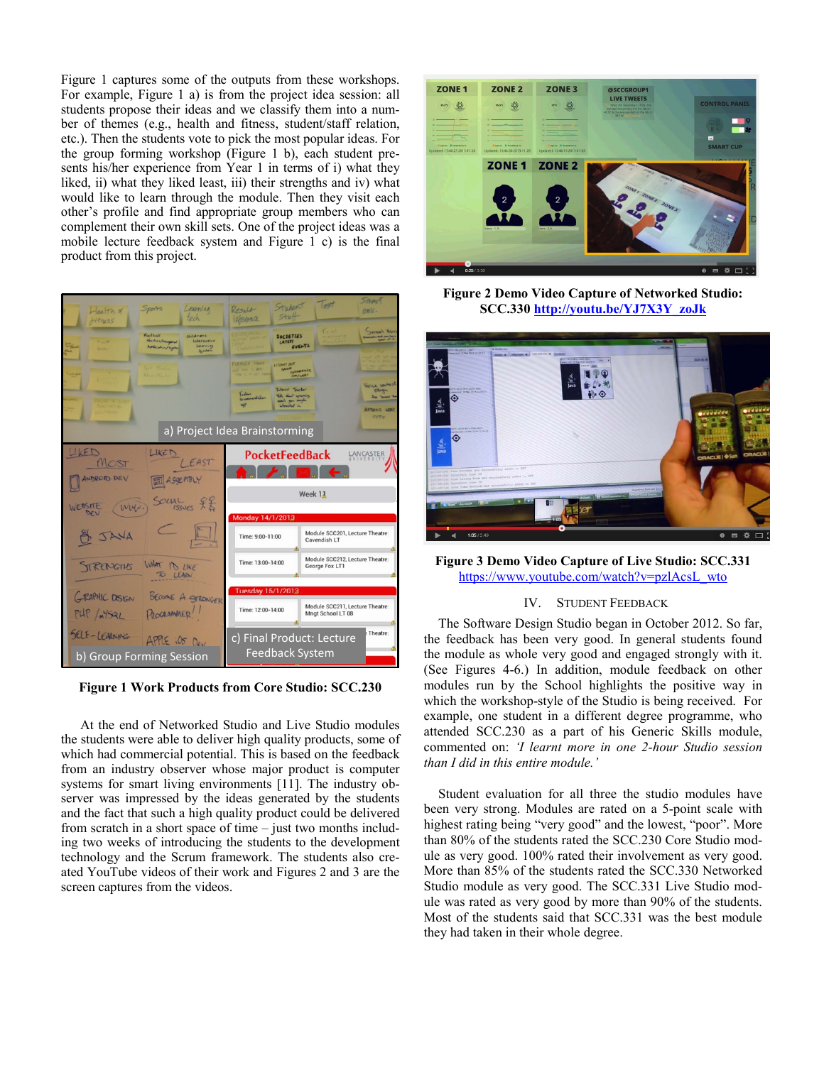Figure 1 captures some of the outputs from these workshops. For example, Figure 1 a) is from the project idea session: all students propose their ideas and we classify them into a number of themes (e.g., health and fitness, student/staff relation, etc.). Then the students vote to pick the most popular ideas. For the group forming workshop (Figure 1 b), each student presents his/her experience from Year 1 in terms of i) what they liked, ii) what they liked least, iii) their strengths and iv) what would like to learn through the module. Then they visit each other's profile and find appropriate group members who can complement their own skill sets. One of the project ideas was a mobile lecture feedback system and Figure 1 c) is the final product from this project.

**Figure 1 Work Products from Core Studio: SCC.230**

At the end of Networked Studio and Live Studio modules the students were able to deliver high quality products, some of which had commercial potential. This is based on the feedback from an industry observer whose major product is computer systems for smart living environments [11]. The industry observer was impressed by the ideas generated by the students and the fact that such a high quality product could be delivered from scratch in a short space of time – just two months including two weeks of introducing the students to the development technology and the Scrum framework. The students also created YouTube videos of their work and Figures 2 and 3 are the screen captures from the videos.

**Figure 2 Demo Video Capture of Networked Studio: SCC.330 http://youtu.be/YJ7X3Y_zoJk**

**Figure 3 Demo Video Capture of Live Studio: SCC.331** https://www.youtube.com/watch?v=pzlAcsL_wto

## IV. Student Feedback

The Software Design Studio began in October 2012. So far, the feedback has been very good. In general students found the module as whole very good and engaged strongly with it. (See Figures 4-6.) In addition, module feedback on other modules run by the School highlights the positive way in which the workshop-style of the Studio is being received. For example, one student in a different degree programme, who attended SCC.230 as a part of his Generic Skills module, commented on: *'I learnt more in one 2-hour Studio session than I did in this entire module.'*

Student evaluation for all three the studio modules have been very strong. Modules are rated on a 5-point scale with highest rating being "very good" and the lowest, "poor". More than 80% of the students rated the SCC.230 Core Studio module as very good. 100% rated their involvement as very good. More than 85% of the students rated the SCC.330 Networked Studio module as very good. The SCC.331 Live Studio module was rated as very good by more than 90% of the students. Most of the students said that SCC.331 was the best module they had taken in their whole degree.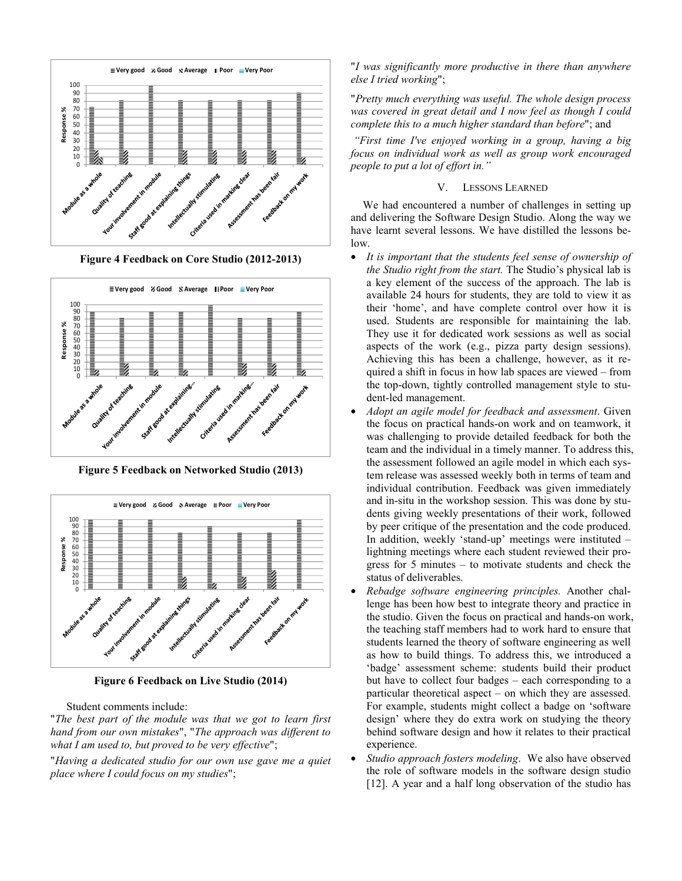≡ Very good ⁄ Good ⁄ Average ▮ Poor ▪ Very Poor

Response %

100
90
80
70
60
50
40
30
20
10
0

Module as a whole
Quality of teaching
Your involvement in module
Staff good at explaining things
Intellectually stimulating
Criteria used in marking clear
Assessment has been fair
Feedback on my work

**Figure 4 Feedback on Core Studio (2012-2013)**

≡ Very good ⁄ Good ⁄ Average ▮ Poor ▪ Very Poor

Response %

100
90
80
70
60
50
40
30
20
10
0

Module as a whole
Quality of teaching
Your involvement in module
Staff good at explaining...
Intellectually stimulating
Criteria used in marking...
Assessment has been fair
Feedback on my work

**Figure 5 Feedback on Networked Studio (2013)**

≡ Very good ⁄ Good ⁄ Average ▮ Poor ▪ Very Poor

Response %

100
90
80
70
60
50
40
30
20
10
0

Module as a whole
Quality of teaching
Your involvement in module
Staff good at explaining things
Intellectually stimulating
Criteria used in marking clear
Assessment has been fair
Feedback on my work

**Figure 6 Feedback on Live Studio (2014)**

Student comments include:

"*The best part of the module was that we got to learn first hand from our own mistakes*", "*The approach was different to what I am used to, but proved to be very effective*";

"*Having a dedicated studio for our own use gave me a quiet place where I could focus on my studies*";

"*I was significantly more productive in there than anywhere else I tried working*";

"*Pretty much everything was useful. The whole design process was covered in great detail and I now feel as though I could complete this to a much higher standard than before*"; and

*"First time I've enjoyed working in a group, having a big focus on individual work as well as group work encouraged people to put a lot of effort in."*

## V. Lessons Learned

We had encountered a number of challenges in setting up and delivering the Software Design Studio. Along the way we have learnt several lessons. We have distilled the lessons below.

- *It is important that the students feel sense of ownership of the Studio right from the start.* The Studio's physical lab is a key element of the success of the approach. The lab is available 24 hours for students, they are told to view it as their 'home', and have complete control over how it is used. Students are responsible for maintaining the lab. They use it for dedicated work sessions as well as social aspects of the work (e.g., pizza party design sessions). Achieving this has been a challenge, however, as it required a shift in focus in how lab spaces are viewed – from the top-down, tightly controlled management style to student-led management.
- *Adopt an agile model for feedback and assessment*. Given the focus on practical hands-on work and on teamwork, it was challenging to provide detailed feedback for both the team and the individual in a timely manner. To address this, the assessment followed an agile model in which each system release was assessed weekly both in terms of team and individual contribution. Feedback was given immediately and in-situ in the workshop session. This was done by students giving weekly presentations of their work, followed by peer critique of the presentation and the code produced. In addition, weekly 'stand-up' meetings were instituted – lightning meetings where each student reviewed their progress for 5 minutes – to motivate students and check the status of deliverables.
- *Rebadge software engineering principles.* Another challenge has been how best to integrate theory and practice in the studio. Given the focus on practical and hands-on work, the teaching staff members had to work hard to ensure that students learned the theory of software engineering as well as how to build things. To address this, we introduced a 'badge' assessment scheme: students build their product but have to collect four badges – each corresponding to a particular theoretical aspect – on which they are assessed. For example, students might collect a badge on 'software design' where they do extra work on studying the theory behind software design and how it relates to their practical experience.
- *Studio approach fosters modeling*. We also have observed the role of software models in the software design studio [12]. A year and a half long observation of the studio has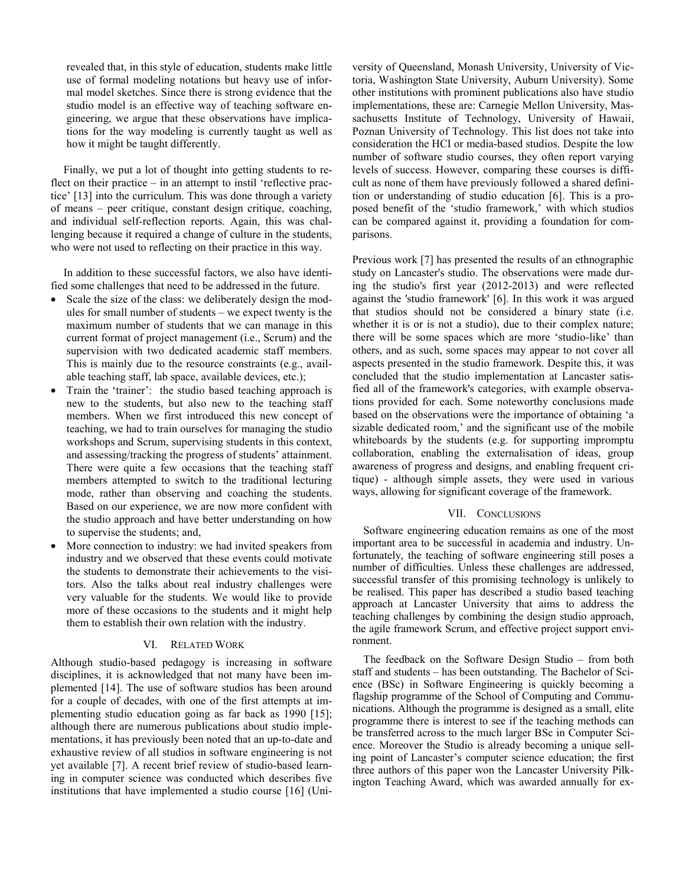revealed that, in this style of education, students make little use of formal modeling notations but heavy use of informal model sketches. Since there is strong evidence that the studio model is an effective way of teaching software engineering, we argue that these observations have implications for the way modeling is currently taught as well as how it might be taught differently.

Finally, we put a lot of thought into getting students to reflect on their practice – in an attempt to instil 'reflective practice' [13] into the curriculum. This was done through a variety of means – peer critique, constant design critique, coaching, and individual self-reflection reports. Again, this was challenging because it required a change of culture in the students, who were not used to reflecting on their practice in this way.

In addition to these successful factors, we also have identified some challenges that need to be addressed in the future.

- Scale the size of the class: we deliberately design the modules for small number of students – we expect twenty is the maximum number of students that we can manage in this current format of project management (i.e., Scrum) and the supervision with two dedicated academic staff members. This is mainly due to the resource constraints (e.g., available teaching staff, lab space, available devices, etc.);
- Train the 'trainer': the studio based teaching approach is new to the students, but also new to the teaching staff members. When we first introduced this new concept of teaching, we had to train ourselves for managing the studio workshops and Scrum, supervising students in this context, and assessing/tracking the progress of students' attainment. There were quite a few occasions that the teaching staff members attempted to switch to the traditional lecturing mode, rather than observing and coaching the students. Based on our experience, we are now more confident with the studio approach and have better understanding on how to supervise the students; and,
- More connection to industry: we had invited speakers from industry and we observed that these events could motivate the students to demonstrate their achievements to the visitors. Also the talks about real industry challenges were very valuable for the students. We would like to provide more of these occasions to the students and it might help them to establish their own relation with the industry.

## VI. Related Work

Although studio-based pedagogy is increasing in software disciplines, it is acknowledged that not many have been implemented [14]. The use of software studios has been around for a couple of decades, with one of the first attempts at implementing studio education going as far back as 1990 [15]; although there are numerous publications about studio implementations, it has previously been noted that an up-to-date and exhaustive review of all studios in software engineering is not yet available [7]. A recent brief review of studio-based learning in computer science was conducted which describes five institutions that have implemented a studio course [16] (University of Queensland, Monash University, University of Victoria, Washington State University, Auburn University). Some other institutions with prominent publications also have studio implementations, these are: Carnegie Mellon University, Massachusetts Institute of Technology, University of Hawaii, Poznan University of Technology. This list does not take into consideration the HCI or media-based studios. Despite the low number of software studio courses, they often report varying levels of success. However, comparing these courses is difficult as none of them have previously followed a shared definition or understanding of studio education [6]. This is a proposed benefit of the 'studio framework,' with which studios can be compared against it, providing a foundation for comparisons.

Previous work [7] has presented the results of an ethnographic study on Lancaster's studio. The observations were made during the studio's first year (2012-2013) and were reflected against the 'studio framework' [6]. In this work it was argued that studios should not be considered a binary state (i.e. whether it is or is not a studio), due to their complex nature; there will be some spaces which are more 'studio-like' than others, and as such, some spaces may appear to not cover all aspects presented in the studio framework. Despite this, it was concluded that the studio implementation at Lancaster satisfied all of the framework's categories, with example observations provided for each. Some noteworthy conclusions made based on the observations were the importance of obtaining 'a sizable dedicated room,' and the significant use of the mobile whiteboards by the students (e.g. for supporting impromptu collaboration, enabling the externalisation of ideas, group awareness of progress and designs, and enabling frequent critique) - although simple assets, they were used in various ways, allowing for significant coverage of the framework.

## VII. Conclusions

Software engineering education remains as one of the most important area to be successful in academia and industry. Unfortunately, the teaching of software engineering still poses a number of difficulties. Unless these challenges are addressed, successful transfer of this promising technology is unlikely to be realised. This paper has described a studio based teaching approach at Lancaster University that aims to address the teaching challenges by combining the design studio approach, the agile framework Scrum, and effective project support environment.

The feedback on the Software Design Studio – from both staff and students – has been outstanding. The Bachelor of Science (BSc) in Software Engineering is quickly becoming a flagship programme of the School of Computing and Communications. Although the programme is designed as a small, elite programme there is interest to see if the teaching methods can be transferred across to the much larger BSc in Computer Science. Moreover the Studio is already becoming a unique selling point of Lancaster's computer science education; the first three authors of this paper won the Lancaster University Pilkington Teaching Award, which was awarded annually for ex-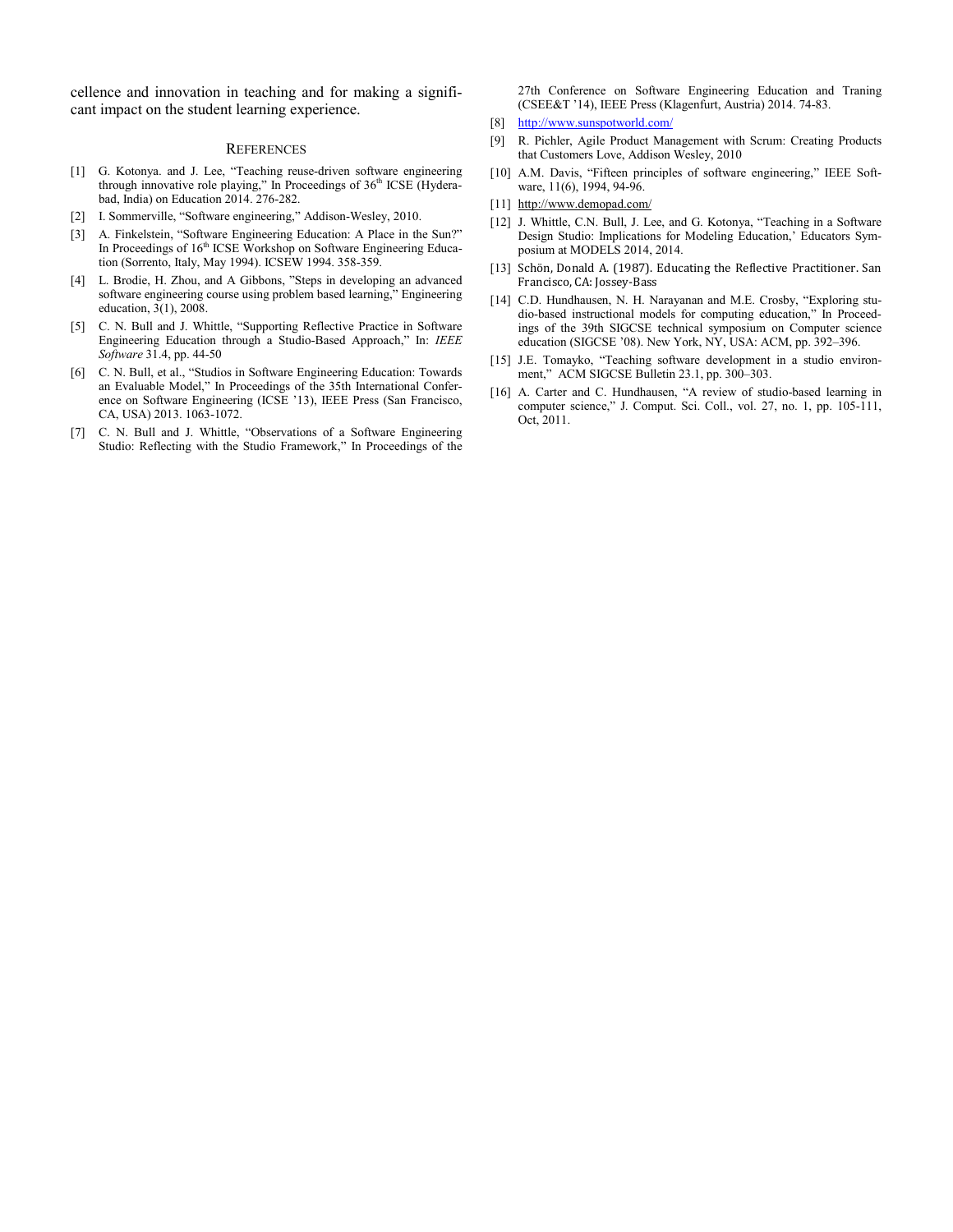cellence and innovation in teaching and for making a significant impact on the student learning experience.

## References

[1] G. Kotonya. and J. Lee, "Teaching reuse-driven software engineering through innovative role playing," In Proceedings of 36th ICSE (Hyderabad, India) on Education 2014. 276-282.

[2] I. Sommerville, "Software engineering," Addison-Wesley, 2010.

[3] A. Finkelstein, "Software Engineering Education: A Place in the Sun?" In Proceedings of 16th ICSE Workshop on Software Engineering Education (Sorrento, Italy, May 1994). ICSEW 1994. 358-359.

[4] L. Brodie, H. Zhou, and A Gibbons, "Steps in developing an advanced software engineering course using problem based learning," Engineering education, 3(1), 2008.

[5] C. N. Bull and J. Whittle, "Supporting Reflective Practice in Software Engineering Education through a Studio-Based Approach," In: *IEEE Software* 31.4, pp. 44-50

[6] C. N. Bull, et al., "Studios in Software Engineering Education: Towards an Evaluable Model," In Proceedings of the 35th International Conference on Software Engineering (ICSE '13), IEEE Press (San Francisco, CA, USA) 2013. 1063-1072.

[7] C. N. Bull and J. Whittle, "Observations of a Software Engineering Studio: Reflecting with the Studio Framework," In Proceedings of the 27th Conference on Software Engineering Education and Traning (CSEE&T '14), IEEE Press (Klagenfurt, Austria) 2014. 74-83.

[8] http://www.sunspotworld.com/

[9] R. Pichler, Agile Product Management with Scrum: Creating Products that Customers Love, Addison Wesley, 2010

[10] A.M. Davis, "Fifteen principles of software engineering," IEEE Software, 11(6), 1994, 94-96.

[11] http://www.demopad.com/

[12] J. Whittle, C.N. Bull, J. Lee, and G. Kotonya, "Teaching in a Software Design Studio: Implications for Modeling Education,' Educators Symposium at MODELS 2014, 2014.

[13] Schön, Donald A. (1987). Educating the Reflective Practitioner. San Francisco, CA: Jossey-Bass

[14] C.D. Hundhausen, N. H. Narayanan and M.E. Crosby, "Exploring studio-based instructional models for computing education," In Proceedings of the 39th SIGCSE technical symposium on Computer science education (SIGCSE '08). New York, NY, USA: ACM, pp. 392–396.

[15] J.E. Tomayko, "Teaching software development in a studio environment," ACM SIGCSE Bulletin 23.1, pp. 300–303.

[16] A. Carter and C. Hundhausen, "A review of studio-based learning in computer science," J. Comput. Sci. Coll., vol. 27, no. 1, pp. 105-111, Oct, 2011.